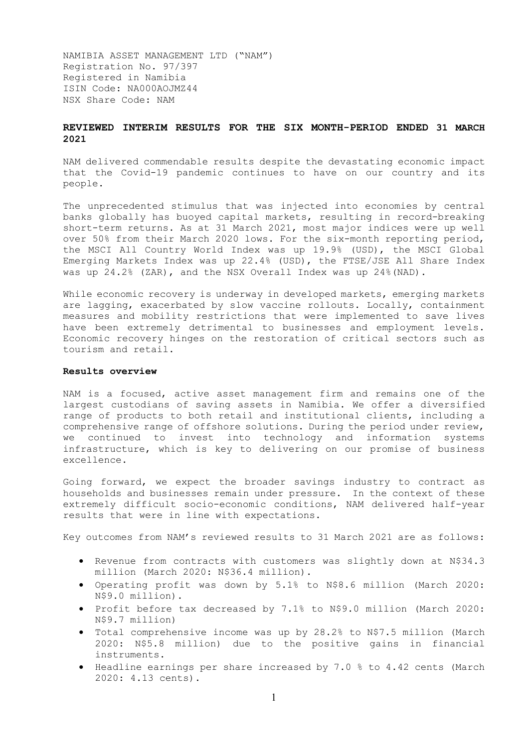NAMIBIA ASSET MANAGEMENT LTD ("NAM")
Registration No. 97/397
Registered in Namibia
ISIN Code: NA000AOJMZ44
NSX Share Code: NAM

## REVIEWED INTERIM RESULTS FOR THE SIX MONTH-PERIOD ENDED 31 MARCH 2021

NAM delivered commendable results despite the devastating economic impact that the Covid-19 pandemic continues to have on our country and its people.

The unprecedented stimulus that was injected into economies by central banks globally has buoyed capital markets, resulting in record-breaking short-term returns. As at 31 March 2021, most major indices were up well over 50% from their March 2020 lows. For the six-month reporting period, the MSCI All Country World Index was up 19.9% (USD), the MSCI Global Emerging Markets Index was up 22.4% (USD), the FTSE/JSE All Share Index was up 24.2% (ZAR), and the NSX Overall Index was up 24%(NAD).

While economic recovery is underway in developed markets, emerging markets are lagging, exacerbated by slow vaccine rollouts. Locally, containment measures and mobility restrictions that were implemented to save lives have been extremely detrimental to businesses and employment levels. Economic recovery hinges on the restoration of critical sectors such as tourism and retail.

### Results overview

NAM is a focused, active asset management firm and remains one of the largest custodians of saving assets in Namibia. We offer a diversified range of products to both retail and institutional clients, including a comprehensive range of offshore solutions. During the period under review, we continued to invest into technology and information systems infrastructure, which is key to delivering on our promise of business excellence.

Going forward, we expect the broader savings industry to contract as households and businesses remain under pressure. In the context of these extremely difficult socio-economic conditions, NAM delivered half-year results that were in line with expectations.

Key outcomes from NAM's reviewed results to 31 March 2021 are as follows:

- Revenue from contracts with customers was slightly down at N$34.3 million (March 2020: N$36.4 million).
- Operating profit was down by 5.1% to N$8.6 million (March 2020: N$9.0 million).
- Profit before tax decreased by 7.1% to N$9.0 million (March 2020: N$9.7 million)
- Total comprehensive income was up by 28.2% to N$7.5 million (March 2020: N$5.8 million) due to the positive gains in financial instruments.
- Headline earnings per share increased by 7.0 % to 4.42 cents (March 2020: 4.13 cents).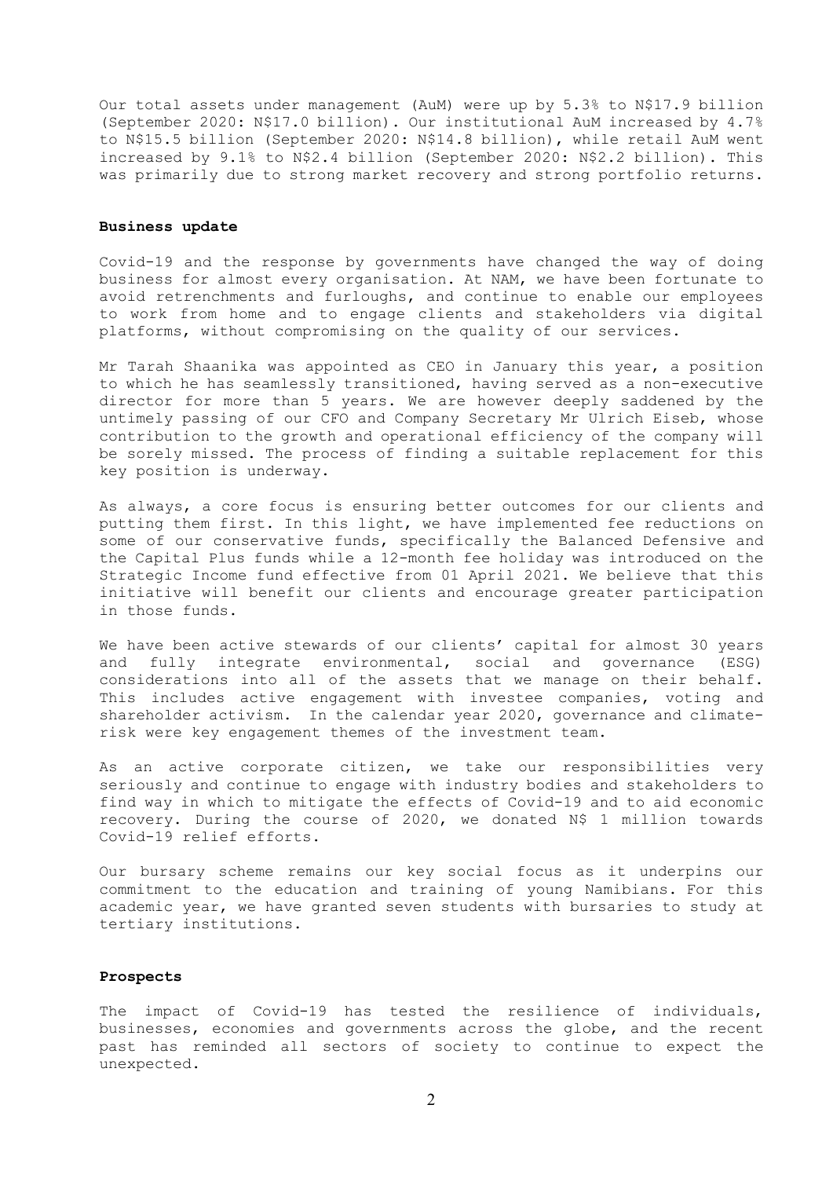Our total assets under management (AuM) were up by 5.3% to N$17.9 billion (September 2020: N$17.0 billion). Our institutional AuM increased by 4.7% to N$15.5 billion (September 2020: N$14.8 billion), while retail AuM went increased by 9.1% to N$2.4 billion (September 2020: N$2.2 billion). This was primarily due to strong market recovery and strong portfolio returns.

**Business update**

Covid-19 and the response by governments have changed the way of doing business for almost every organisation. At NAM, we have been fortunate to avoid retrenchments and furloughs, and continue to enable our employees to work from home and to engage clients and stakeholders via digital platforms, without compromising on the quality of our services.

Mr Tarah Shaanika was appointed as CEO in January this year, a position to which he has seamlessly transitioned, having served as a non-executive director for more than 5 years. We are however deeply saddened by the untimely passing of our CFO and Company Secretary Mr Ulrich Eiseb, whose contribution to the growth and operational efficiency of the company will be sorely missed. The process of finding a suitable replacement for this key position is underway.

As always, a core focus is ensuring better outcomes for our clients and putting them first. In this light, we have implemented fee reductions on some of our conservative funds, specifically the Balanced Defensive and the Capital Plus funds while a 12-month fee holiday was introduced on the Strategic Income fund effective from 01 April 2021. We believe that this initiative will benefit our clients and encourage greater participation in those funds.

We have been active stewards of our clients' capital for almost 30 years and fully integrate environmental, social and governance (ESG) considerations into all of the assets that we manage on their behalf. This includes active engagement with investee companies, voting and shareholder activism. In the calendar year 2020, governance and climate-risk were key engagement themes of the investment team.

As an active corporate citizen, we take our responsibilities very seriously and continue to engage with industry bodies and stakeholders to find way in which to mitigate the effects of Covid-19 and to aid economic recovery. During the course of 2020, we donated N$ 1 million towards Covid-19 relief efforts.

Our bursary scheme remains our key social focus as it underpins our commitment to the education and training of young Namibians. For this academic year, we have granted seven students with bursaries to study at tertiary institutions.

**Prospects**

The impact of Covid-19 has tested the resilience of individuals, businesses, economies and governments across the globe, and the recent past has reminded all sectors of society to continue to expect the unexpected.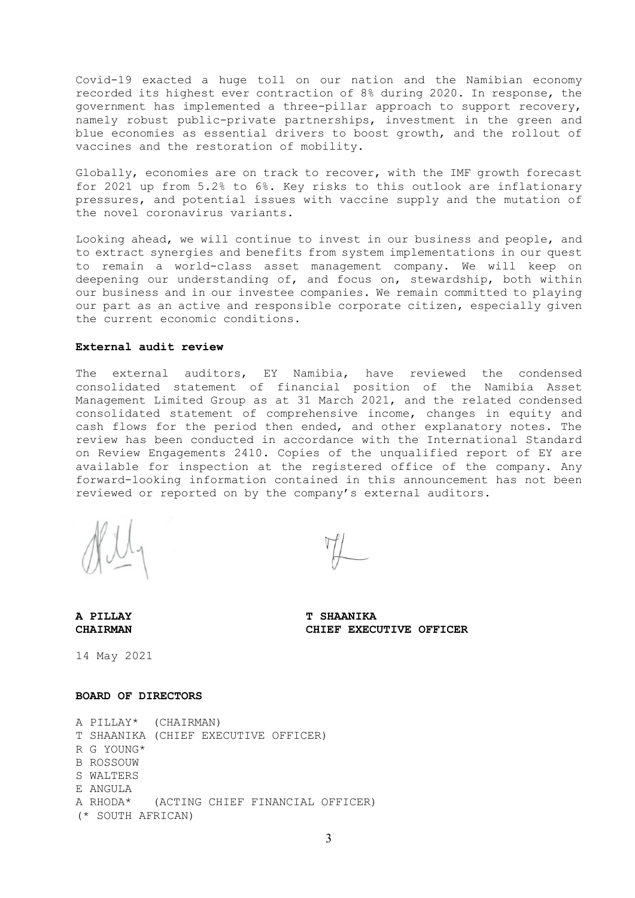Covid-19 exacted a huge toll on our nation and the Namibian economy recorded its highest ever contraction of 8% during 2020. In response, the government has implemented a three-pillar approach to support recovery, namely robust public-private partnerships, investment in the green and blue economies as essential drivers to boost growth, and the rollout of vaccines and the restoration of mobility.

Globally, economies are on track to recover, with the IMF growth forecast for 2021 up from 5.2% to 6%. Key risks to this outlook are inflationary pressures, and potential issues with vaccine supply and the mutation of the novel coronavirus variants.

Looking ahead, we will continue to invest in our business and people, and to extract synergies and benefits from system implementations in our quest to remain a world-class asset management company. We will keep on deepening our understanding of, and focus on, stewardship, both within our business and in our investee companies. We remain committed to playing our part as an active and responsible corporate citizen, especially given the current economic conditions.

**External audit review**

The external auditors, EY Namibia, have reviewed the condensed consolidated statement of financial position of the Namibia Asset Management Limited Group as at 31 March 2021, and the related condensed consolidated statement of comprehensive income, changes in equity and cash flows for the period then ended, and other explanatory notes. The review has been conducted in accordance with the International Standard on Review Engagements 2410. Copies of the unqualified report of EY are available for inspection at the registered office of the company. Any forward-looking information contained in this announcement has not been reviewed or reported on by the company's external auditors.

**A PILLAY**
**CHAIRMAN**

**T SHAANIKA**
**CHIEF EXECUTIVE OFFICER**

14 May 2021

**BOARD OF DIRECTORS**

A PILLAY* (CHAIRMAN)
T SHAANIKA (CHIEF EXECUTIVE OFFICER)
R G YOUNG*
B ROSSOUW
S WALTERS
E ANGULA
A RHODA* (ACTING CHIEF FINANCIAL OFFICER)
(* SOUTH AFRICAN)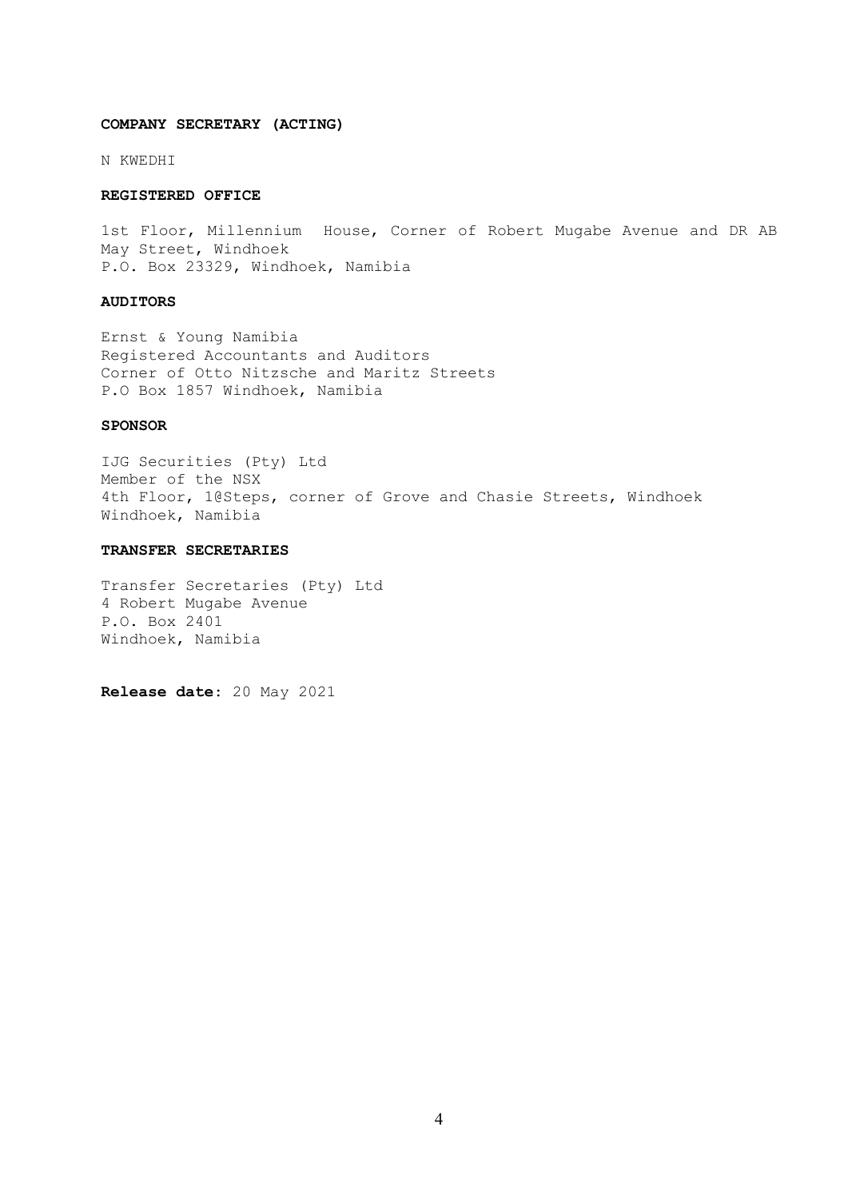**COMPANY SECRETARY (ACTING)**

N KWEDHI

**REGISTERED OFFICE**

1st Floor, Millennium House, Corner of Robert Mugabe Avenue and DR AB May Street, Windhoek
P.O. Box 23329, Windhoek, Namibia

**AUDITORS**

Ernst & Young Namibia
Registered Accountants and Auditors
Corner of Otto Nitzsche and Maritz Streets
P.O Box 1857 Windhoek, Namibia

**SPONSOR**

IJG Securities (Pty) Ltd
Member of the NSX
4th Floor, 1@Steps, corner of Grove and Chasie Streets, Windhoek
Windhoek, Namibia

**TRANSFER SECRETARIES**

Transfer Secretaries (Pty) Ltd
4 Robert Mugabe Avenue
P.O. Box 2401
Windhoek, Namibia

**Release date:** 20 May 2021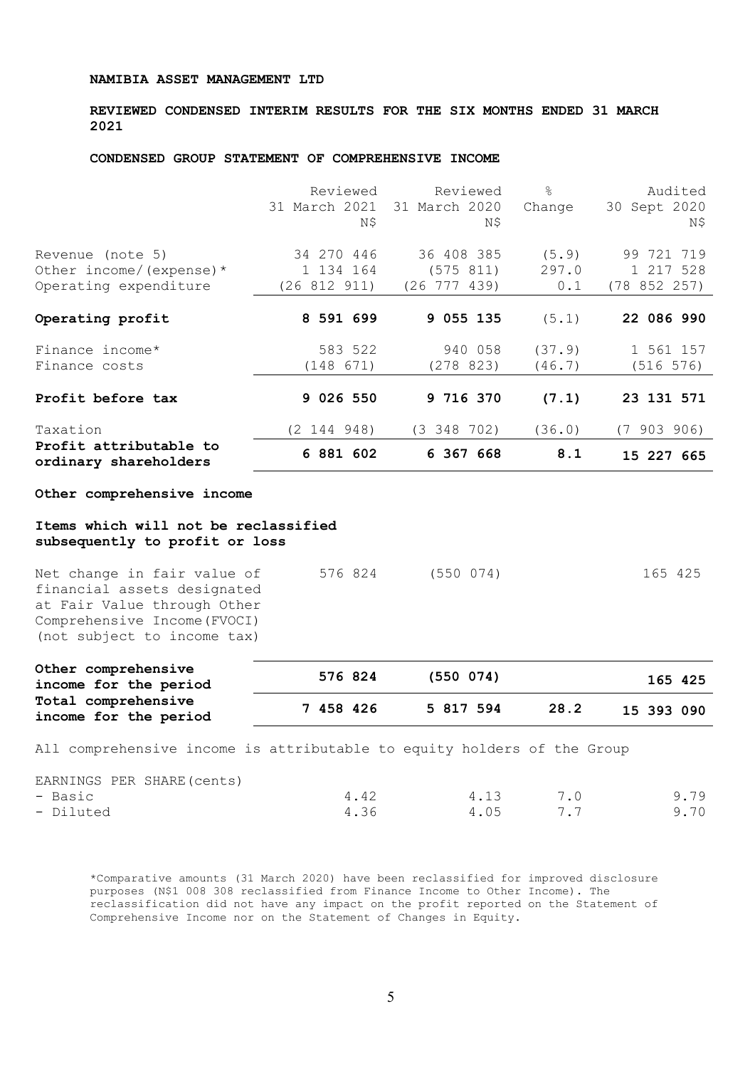**NAMIBIA ASSET MANAGEMENT LTD**

**REVIEWED CONDENSED INTERIM RESULTS FOR THE SIX MONTHS ENDED 31 MARCH 2021**

**CONDENSED GROUP STATEMENT OF COMPREHENSIVE INCOME**

| | Reviewed 31 March 2021 N$ | Reviewed 31 March 2020 N$ | % Change | Audited 30 Sept 2020 N$ |
|---|---|---|---|---|
| Revenue (note 5) | 34 270 446 | 36 408 385 | (5.9) | 99 721 719 |
| Other income/(expense)* | 1 134 164 | (575 811) | 297.0 | 1 217 528 |
| Operating expenditure | (26 812 911) | (26 777 439) | 0.1 | (78 852 257) |
| **Operating profit** | **8 591 699** | **9 055 135** | (5.1) | **22 086 990** |
| Finance income* | 583 522 | 940 058 | (37.9) | 1 561 157 |
| Finance costs | (148 671) | (278 823) | (46.7) | (516 576) |
| **Profit before tax** | **9 026 550** | **9 716 370** | **(7.1)** | **23 131 571** |
| Taxation | (2 144 948) | (3 348 702) | (36.0) | (7 903 906) |
| **Profit attributable to ordinary shareholders** | **6 881 602** | **6 367 668** | **8.1** | **15 227 665** |
| **Other comprehensive income** | | | | |
| **Items which will not be reclassified subsequently to profit or loss** | | | | |
| Net change in fair value of financial assets designated at Fair Value through Other Comprehensive Income(FVOCI) (not subject to income tax) | 576 824 | (550 074) | | 165 425 |
| **Other comprehensive income for the period** | **576 824** | **(550 074)** | | **165 425** |
| **Total comprehensive income for the period** | **7 458 426** | **5 817 594** | **28.2** | **15 393 090** |

All comprehensive income is attributable to equity holders of the Group

| EARNINGS PER SHARE(cents) | | | | |
|---|---|---|---|---|
| - Basic | 4.42 | 4.13 | 7.0 | 9.79 |
| - Diluted | 4.36 | 4.05 | 7.7 | 9.70 |

*Comparative amounts (31 March 2020) have been reclassified for improved disclosure purposes (N$1 008 308 reclassified from Finance Income to Other Income). The reclassification did not have any impact on the profit reported on the Statement of Comprehensive Income nor on the Statement of Changes in Equity.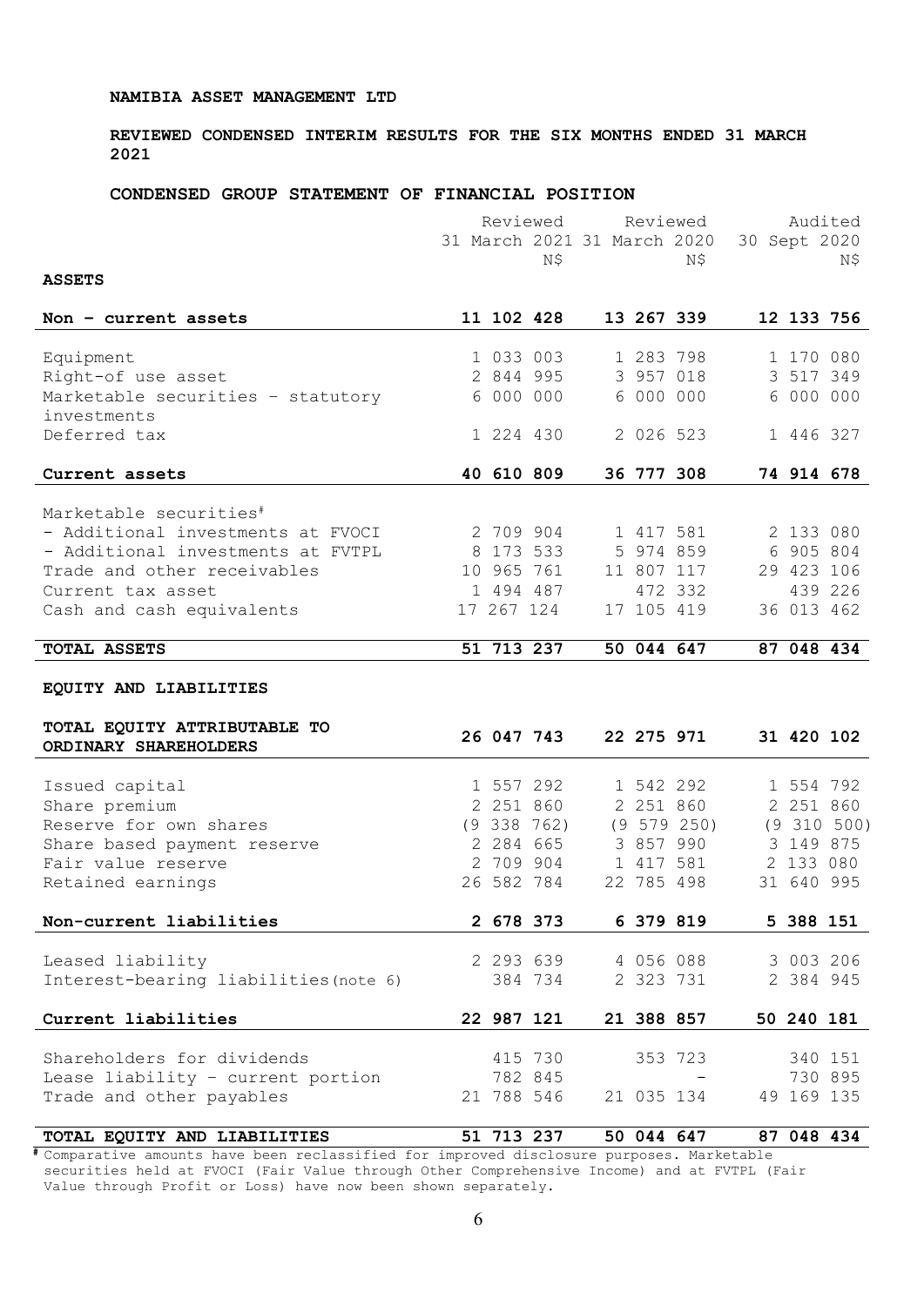**NAMIBIA ASSET MANAGEMENT LTD**

**REVIEWED CONDENSED INTERIM RESULTS FOR THE SIX MONTHS ENDED 31 MARCH 2021**

**CONDENSED GROUP STATEMENT OF FINANCIAL POSITION**

| | Reviewed 31 March 2021 N$ | Reviewed 31 March 2020 N$ | Audited 30 Sept 2020 N$ |
|---|---|---|---|
| **ASSETS** | | | |
| **Non – current assets** | **11 102 428** | **13 267 339** | **12 133 756** |
| Equipment | 1 033 003 | 1 283 798 | 1 170 080 |
| Right-of use asset | 2 844 995 | 3 957 018 | 3 517 349 |
| Marketable securities – statutory investments | 6 000 000 | 6 000 000 | 6 000 000 |
| Deferred tax | 1 224 430 | 2 026 523 | 1 446 327 |
| **Current assets** | **40 610 809** | **36 777 308** | **74 914 678** |
| Marketable securities# | | | |
| - Additional investments at FVOCI | 2 709 904 | 1 417 581 | 2 133 080 |
| - Additional investments at FVTPL | 8 173 533 | 5 974 859 | 6 905 804 |
| Trade and other receivables | 10 965 761 | 11 807 117 | 29 423 106 |
| Current tax asset | 1 494 487 | 472 332 | 439 226 |
| Cash and cash equivalents | 17 267 124 | 17 105 419 | 36 013 462 |
| **TOTAL ASSETS** | **51 713 237** | **50 044 647** | **87 048 434** |
| **EQUITY AND LIABILITIES** | | | |
| **TOTAL EQUITY ATTRIBUTABLE TO ORDINARY SHAREHOLDERS** | **26 047 743** | **22 275 971** | **31 420 102** |
| Issued capital | 1 557 292 | 1 542 292 | 1 554 792 |
| Share premium | 2 251 860 | 2 251 860 | 2 251 860 |
| Reserve for own shares | (9 338 762) | (9 579 250) | (9 310 500) |
| Share based payment reserve | 2 284 665 | 3 857 990 | 3 149 875 |
| Fair value reserve | 2 709 904 | 1 417 581 | 2 133 080 |
| Retained earnings | 26 582 784 | 22 785 498 | 31 640 995 |
| **Non-current liabilities** | **2 678 373** | **6 379 819** | **5 388 151** |
| Leased liability | 2 293 639 | 4 056 088 | 3 003 206 |
| Interest-bearing liabilities (note 6) | 384 734 | 2 323 731 | 2 384 945 |
| **Current liabilities** | **22 987 121** | **21 388 857** | **50 240 181** |
| Shareholders for dividends | 415 730 | 353 723 | 340 151 |
| Lease liability – current portion | 782 845 | - | 730 895 |
| Trade and other payables | 21 788 546 | 21 035 134 | 49 169 135 |
| **TOTAL EQUITY AND LIABILITIES** | **51 713 237** | **50 044 647** | **87 048 434** |

# Comparative amounts have been reclassified for improved disclosure purposes. Marketable securities held at FVOCI (Fair Value through Other Comprehensive Income) and at FVTPL (Fair Value through Profit or Loss) have now been shown separately.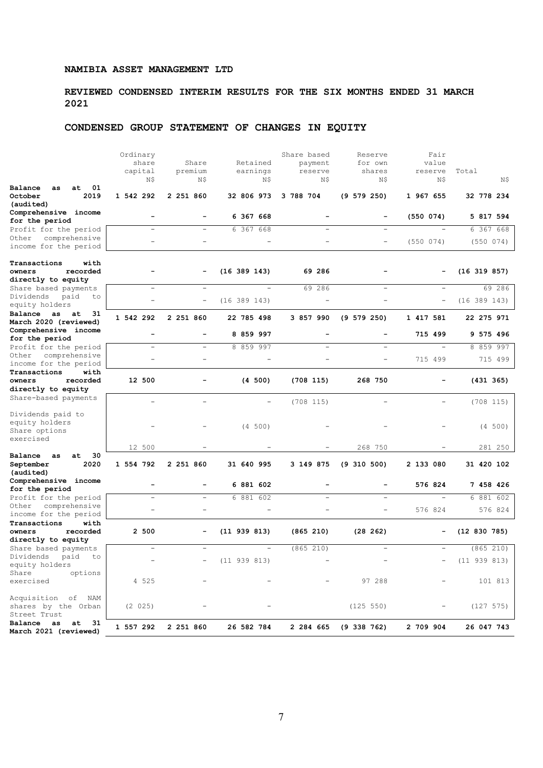**NAMIBIA ASSET MANAGEMENT LTD**

**REVIEWED CONDENSED INTERIM RESULTS FOR THE SIX MONTHS ENDED 31 MARCH 2021**

## CONDENSED GROUP STATEMENT OF CHANGES IN EQUITY

| | Ordinary share capital N$ | Share premium N$ | Retained earnings N$ | Share based payment reserve N$ | Reserve for own shares N$ | Fair value reserve N$ | Total N$ |
|---|---|---|---|---|---|---|---|
| **Balance as at 01 October 2019 (audited)** | **1 542 292** | **2 251 860** | **32 806 973** | **3 788 704** | **(9 579 250)** | **1 967 655** | **32 778 234** |
| **Comprehensive income for the period** | **-** | **-** | **6 367 668** | **-** | **-** | **(550 074)** | **5 817 594** |
| Profit for the period | - | - | 6 367 668 | - | - | - | 6 367 668 |
| Other comprehensive income for the period | - | - | - | - | - | (550 074) | (550 074) |
| **Transactions with owners recorded directly to equity** | **-** | **-** | **(16 389 143)** | **69 286** | **-** | **-** | **(16 319 857)** |
| Share based payments | - | - | - | 69 286 | - | - | 69 286 |
| Dividends paid to equity holders | - | - | (16 389 143) | - | - | - | (16 389 143) |
| **Balance as at 31 March 2020 (reviewed)** | **1 542 292** | **2 251 860** | **22 785 498** | **3 857 990** | **(9 579 250)** | **1 417 581** | **22 275 971** |
| **Comprehensive income for the period** | **-** | **-** | **8 859 997** | **-** | **-** | **715 499** | **9 575 496** |
| Profit for the period | - | - | 8 859 997 | - | - | - | 8 859 997 |
| Other comprehensive income for the period | - | - | - | - | - | 715 499 | 715 499 |
| **Transactions with owners recorded directly to equity** | **12 500** | **-** | **(4 500)** | **(708 115)** | **268 750** | **-** | **(431 365)** |
| Share-based payments | - | - | - | (708 115) | - | - | (708 115) |
| Dividends paid to equity holders | - | - | (4 500) | - | - | - | (4 500) |
| Share options exercised | 12 500 | - | - | - | 268 750 | - | 281 250 |
| **Balance as at 30 September 2020 (audited)** | **1 554 792** | **2 251 860** | **31 640 995** | **3 149 875** | **(9 310 500)** | **2 133 080** | **31 420 102** |
| **Comprehensive income for the period** | **-** | **-** | **6 881 602** | **-** | **-** | **576 824** | **7 458 426** |
| Profit for the period | - | - | 6 881 602 | - | - | - | 6 881 602 |
| Other comprehensive income for the period | - | - | - | - | - | 576 824 | 576 824 |
| **Transactions with owners recorded directly to equity** | **2 500** | **-** | **(11 939 813)** | **(865 210)** | **(28 262)** | **-** | **(12 830 785)** |
| Share based payments | - | - | - | (865 210) | - | - | (865 210) |
| Dividends paid to equity holders | - | - | (11 939 813) | - | - | - | (11 939 813) |
| Share options exercised | 4 525 | - | - | - | 97 288 | - | 101 813 |
| Acquisition of NAM shares by the Orban Street Trust | (2 025) | - | - | | (125 550) | - | (127 575) |
| **Balance as at 31 March 2021 (reviewed)** | **1 557 292** | **2 251 860** | **26 582 784** | **2 284 665** | **(9 338 762)** | **2 709 904** | **26 047 743** |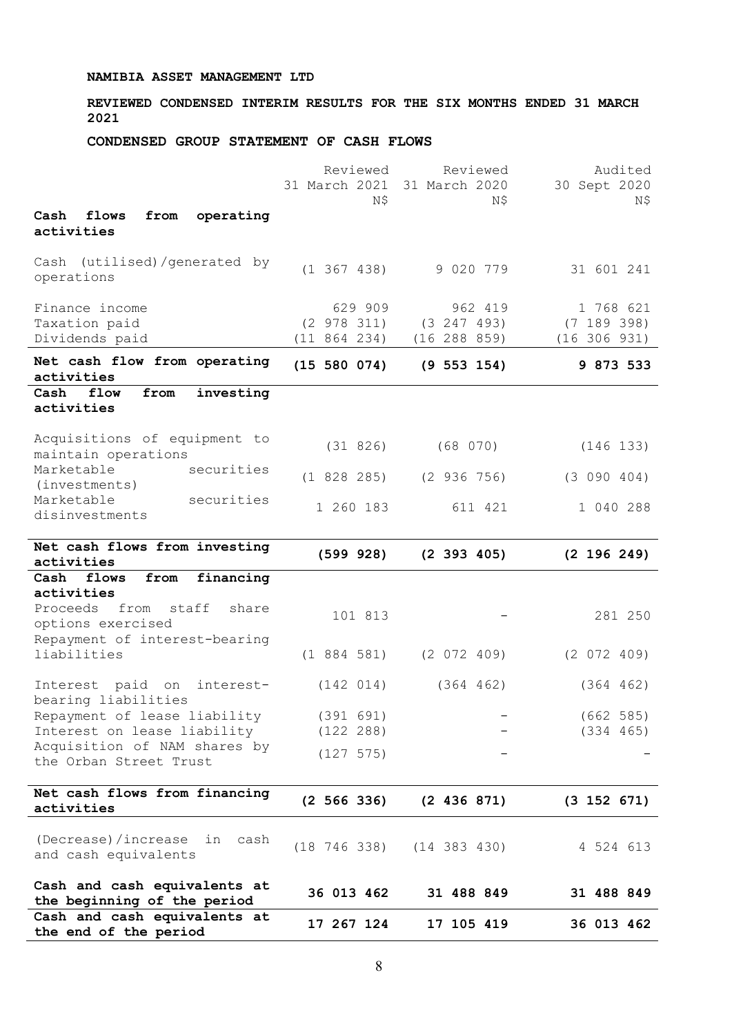**NAMIBIA ASSET MANAGEMENT LTD**

**REVIEWED CONDENSED INTERIM RESULTS FOR THE SIX MONTHS ENDED 31 MARCH 2021**

**CONDENSED GROUP STATEMENT OF CASH FLOWS**

| | Reviewed 31 March 2021 N$ | Reviewed 31 March 2020 N$ | Audited 30 Sept 2020 N$ |
|---|---|---|---|
| **Cash flows from operating activities** | | | |
| Cash (utilised)/generated by operations | (1 367 438) | 9 020 779 | 31 601 241 |
| Finance income | 629 909 | 962 419 | 1 768 621 |
| Taxation paid | (2 978 311) | (3 247 493) | (7 189 398) |
| Dividends paid | (11 864 234) | (16 288 859) | (16 306 931) |
| **Net cash flow from operating activities** | **(15 580 074)** | **(9 553 154)** | **9 873 533** |
| **Cash flow from investing activities** | | | |
| Acquisitions of equipment to maintain operations | (31 826) | (68 070) | (146 133) |
| Marketable securities (investments) | (1 828 285) | (2 936 756) | (3 090 404) |
| Marketable securities disinvestments | 1 260 183 | 611 421 | 1 040 288 |
| **Net cash flows from investing activities** | **(599 928)** | **(2 393 405)** | **(2 196 249)** |
| **Cash flows from financing activities** | | | |
| Proceeds from staff share options exercised | 101 813 | - | 281 250 |
| Repayment of interest-bearing liabilities | (1 884 581) | (2 072 409) | (2 072 409) |
| Interest paid on interest-bearing liabilities | (142 014) | (364 462) | (364 462) |
| Repayment of lease liability | (391 691) | - | (662 585) |
| Interest on lease liability | (122 288) | - | (334 465) |
| Acquisition of NAM shares by the Orban Street Trust | (127 575) | - | - |
| **Net cash flows from financing activities** | **(2 566 336)** | **(2 436 871)** | **(3 152 671)** |
| (Decrease)/increase in cash and cash equivalents | (18 746 338) | (14 383 430) | 4 524 613 |
| **Cash and cash equivalents at the beginning of the period** | **36 013 462** | **31 488 849** | **31 488 849** |
| **Cash and cash equivalents at the end of the period** | **17 267 124** | **17 105 419** | **36 013 462** |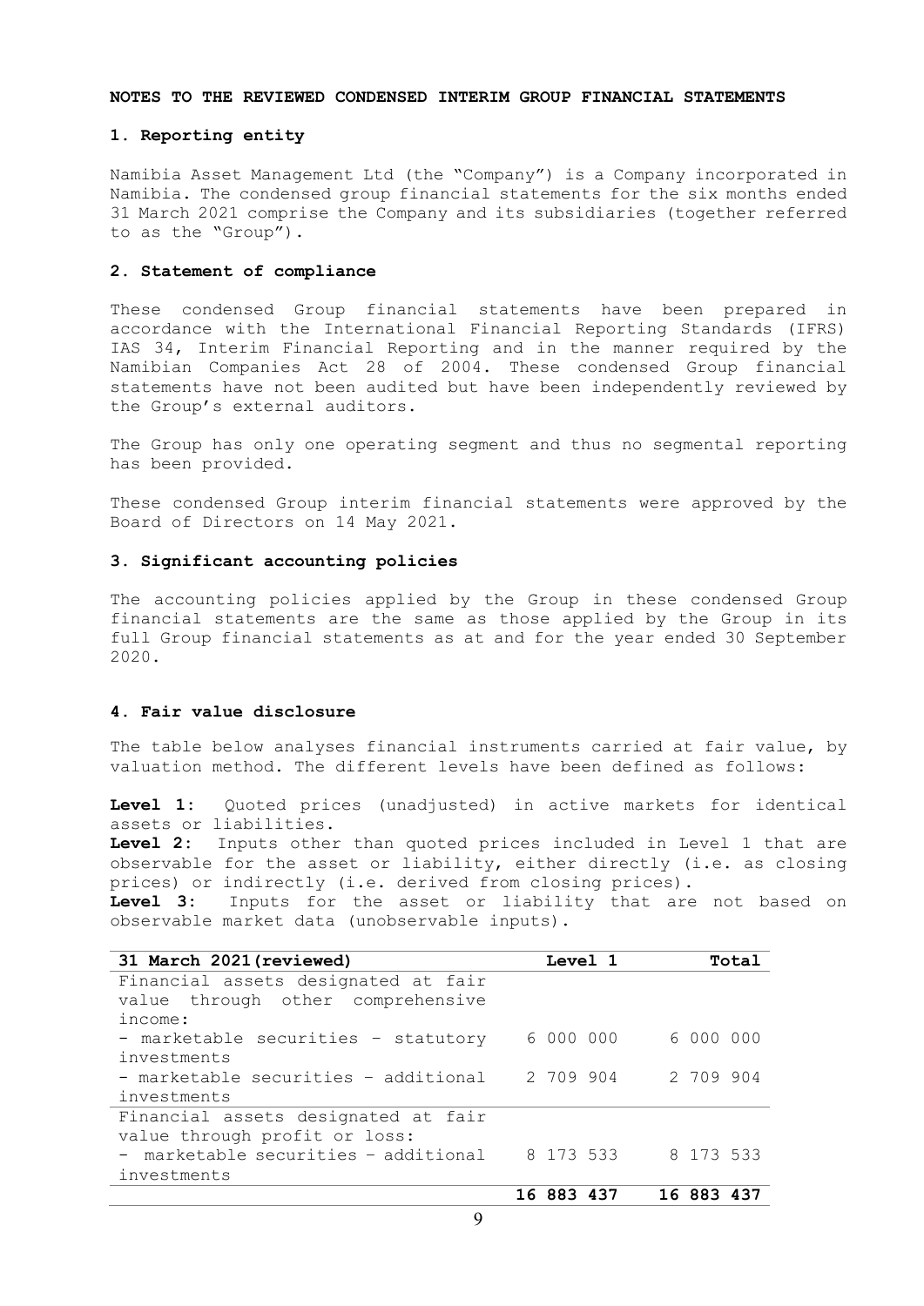# NOTES TO THE REVIEWED CONDENSED INTERIM GROUP FINANCIAL STATEMENTS

## 1. Reporting entity

Namibia Asset Management Ltd (the "Company") is a Company incorporated in Namibia. The condensed group financial statements for the six months ended 31 March 2021 comprise the Company and its subsidiaries (together referred to as the "Group").

## 2. Statement of compliance

These condensed Group financial statements have been prepared in accordance with the International Financial Reporting Standards (IFRS) IAS 34, Interim Financial Reporting and in the manner required by the Namibian Companies Act 28 of 2004. These condensed Group financial statements have not been audited but have been independently reviewed by the Group's external auditors.

The Group has only one operating segment and thus no segmental reporting has been provided.

These condensed Group interim financial statements were approved by the Board of Directors on 14 May 2021.

## 3. Significant accounting policies

The accounting policies applied by the Group in these condensed Group financial statements are the same as those applied by the Group in its full Group financial statements as at and for the year ended 30 September 2020.

## 4. Fair value disclosure

The table below analyses financial instruments carried at fair value, by valuation method. The different levels have been defined as follows:

**Level 1:** Quoted prices (unadjusted) in active markets for identical assets or liabilities.
**Level 2:** Inputs other than quoted prices included in Level 1 that are observable for the asset or liability, either directly (i.e. as closing prices) or indirectly (i.e. derived from closing prices).
**Level 3:** Inputs for the asset or liability that are not based on observable market data (unobservable inputs).

| 31 March 2021(reviewed) | Level 1 | Total |
|---|---|---|
| Financial assets designated at fair value through other comprehensive income: | | |
| - marketable securities – statutory investments | 6 000 000 | 6 000 000 |
| - marketable securities – additional investments | 2 709 904 | 2 709 904 |
| Financial assets designated at fair value through profit or loss: | | |
| - marketable securities – additional investments | 8 173 533 | 8 173 533 |
| | **16 883 437** | **16 883 437** |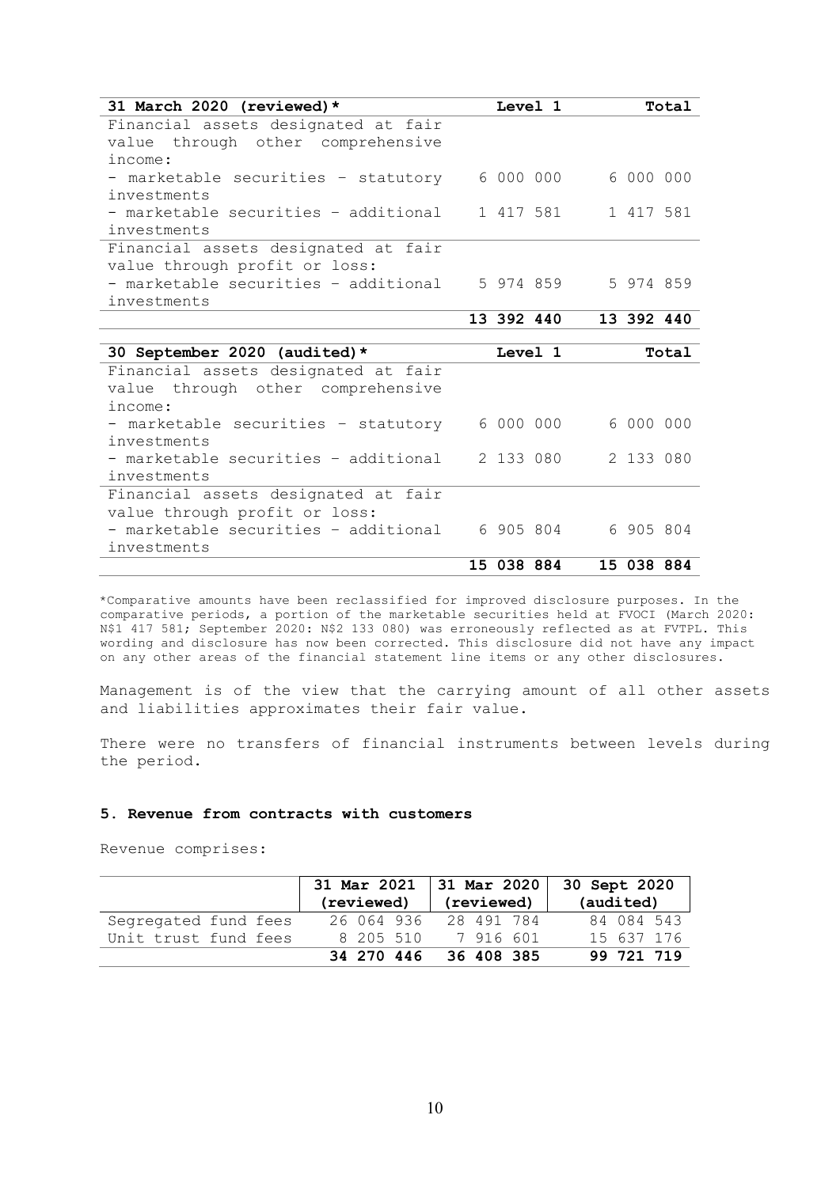| 31 March 2020 (reviewed)* | Level 1 | Total |
|---|---|---|
| Financial assets designated at fair value through other comprehensive income: | | |
| - marketable securities - statutory investments | 6 000 000 | 6 000 000 |
| - marketable securities - additional investments | 1 417 581 | 1 417 581 |
| Financial assets designated at fair value through profit or loss: | | |
| - marketable securities - additional investments | 5 974 859 | 5 974 859 |
| | **13 392 440** | **13 392 440** |

| 30 September 2020 (audited)* | Level 1 | Total |
|---|---|---|
| Financial assets designated at fair value through other comprehensive income: | | |
| - marketable securities - statutory investments | 6 000 000 | 6 000 000 |
| - marketable securities - additional investments | 2 133 080 | 2 133 080 |
| Financial assets designated at fair value through profit or loss: | | |
| - marketable securities - additional investments | 6 905 804 | 6 905 804 |
| | **15 038 884** | **15 038 884** |

*Comparative amounts have been reclassified for improved disclosure purposes. In the comparative periods, a portion of the marketable securities held at FVOCI (March 2020: N$1 417 581; September 2020: N$2 133 080) was erroneously reflected as at FVTPL. This wording and disclosure has now been corrected. This disclosure did not have any impact on any other areas of the financial statement line items or any other disclosures.

Management is of the view that the carrying amount of all other assets and liabilities approximates their fair value.

There were no transfers of financial instruments between levels during the period.

### 5. Revenue from contracts with customers

Revenue comprises:

| | 31 Mar 2021 (reviewed) | 31 Mar 2020 (reviewed) | 30 Sept 2020 (audited) |
|---|---|---|---|
| Segregated fund fees | 26 064 936 | 28 491 784 | 84 084 543 |
| Unit trust fund fees | 8 205 510 | 7 916 601 | 15 637 176 |
| | **34 270 446** | **36 408 385** | **99 721 719** |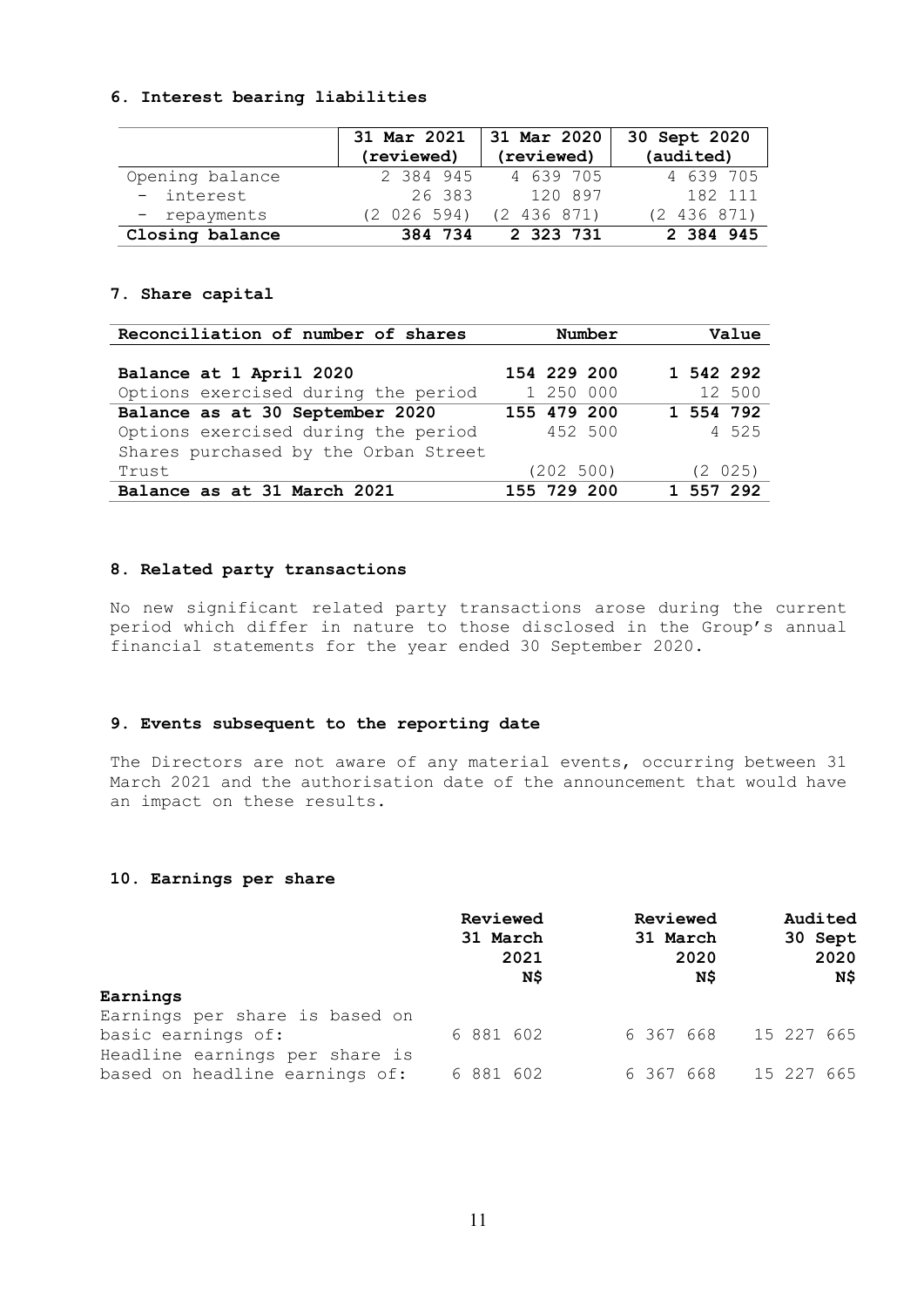### 6. Interest bearing liabilities

| | 31 Mar 2021 (reviewed) | 31 Mar 2020 (reviewed) | 30 Sept 2020 (audited) |
|---|---|---|---|
| Opening balance | 2 384 945 | 4 639 705 | 4 639 705 |
| - interest | 26 383 | 120 897 | 182 111 |
| - repayments | (2 026 594) | (2 436 871) | (2 436 871) |
| **Closing balance** | **384 734** | **2 323 731** | **2 384 945** |

### 7. Share capital

| Reconciliation of number of shares | Number | Value |
|---|---|---|
| **Balance at 1 April 2020** | **154 229 200** | **1 542 292** |
| Options exercised during the period | 1 250 000 | 12 500 |
| **Balance as at 30 September 2020** | **155 479 200** | **1 554 792** |
| Options exercised during the period | 452 500 | 4 525 |
| Shares purchased by the Orban Street Trust | (202 500) | (2 025) |
| **Balance as at 31 March 2021** | **155 729 200** | **1 557 292** |

### 8. Related party transactions

No new significant related party transactions arose during the current period which differ in nature to those disclosed in the Group's annual financial statements for the year ended 30 September 2020.

### 9. Events subsequent to the reporting date

The Directors are not aware of any material events, occurring between 31 March 2021 and the authorisation date of the announcement that would have an impact on these results.

### 10. Earnings per share

| | Reviewed 31 March 2021 N$ | Reviewed 31 March 2020 N$ | Audited 30 Sept 2020 N$ |
|---|---|---|---|
| **Earnings** | | | |
| Earnings per share is based on basic earnings of: | 6 881 602 | 6 367 668 | 15 227 665 |
| Headline earnings per share is based on headline earnings of: | 6 881 602 | 6 367 668 | 15 227 665 |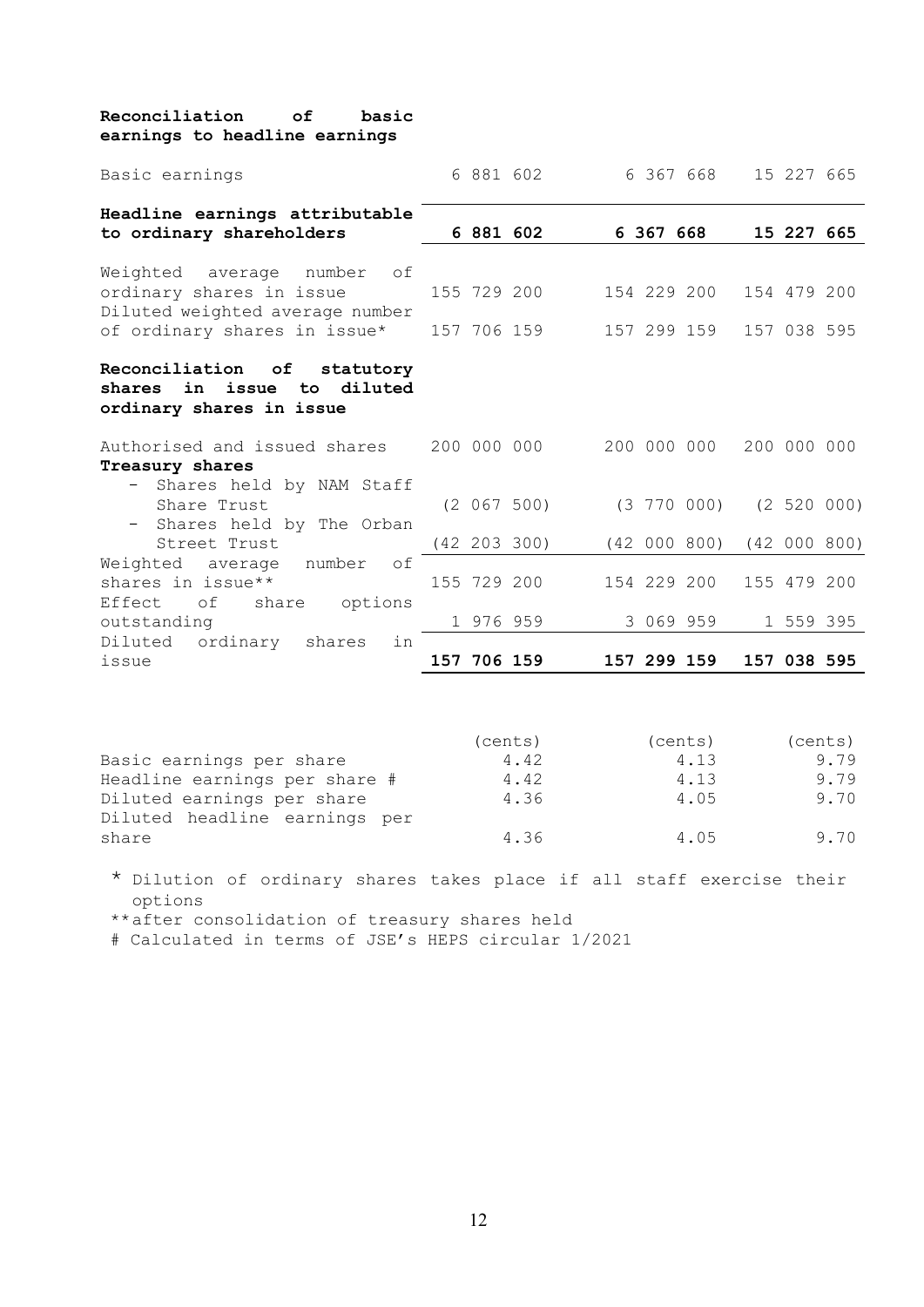| | | | |
|---|---|---|---|
| **Reconciliation of basic earnings to headline earnings** | | | |
| Basic earnings | 6 881 602 | 6 367 668 | 15 227 665 |
| **Headline earnings attributable to ordinary shareholders** | **6 881 602** | **6 367 668** | **15 227 665** |
| Weighted average number of ordinary shares in issue | 155 729 200 | 154 229 200 | 154 479 200 |
| Diluted weighted average number of ordinary shares in issue* | 157 706 159 | 157 299 159 | 157 038 595 |
| **Reconciliation of statutory shares in issue to diluted ordinary shares in issue** | | | |
| Authorised and issued shares | 200 000 000 | 200 000 000 | 200 000 000 |
| **Treasury shares** | | | |
| - Shares held by NAM Staff Share Trust | (2 067 500) | (3 770 000) | (2 520 000) |
| - Shares held by The Orban Street Trust | (42 203 300) | (42 000 800) | (42 000 800) |
| Weighted average number of shares in issue** | 155 729 200 | 154 229 200 | 155 479 200 |
| Effect of share options outstanding | 1 976 959 | 3 069 959 | 1 559 395 |
| Diluted ordinary shares in issue | **157 706 159** | **157 299 159** | **157 038 595** |

| | (cents) | (cents) | (cents) |
|---|---|---|---|
| Basic earnings per share | 4.42 | 4.13 | 9.79 |
| Headline earnings per share # | 4.42 | 4.13 | 9.79 |
| Diluted earnings per share | 4.36 | 4.05 | 9.70 |
| Diluted headline earnings per share | 4.36 | 4.05 | 9.70 |

\* Dilution of ordinary shares takes place if all staff exercise their options

** after consolidation of treasury shares held

\# Calculated in terms of JSE's HEPS circular 1/2021